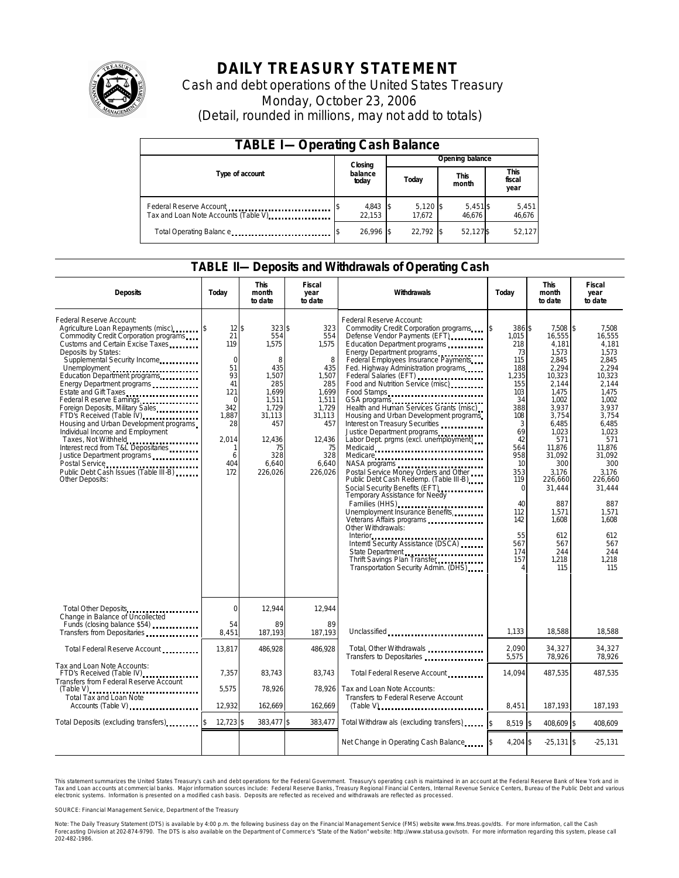# DAILY TREASURY STATEMENT

Cash and debt operations of the United States Treasury

Monday, October 23, 2006

(Detail, rounded in millions, may not add to totals)

## TABLE I— Operating Cash Balance

| Type of account | Closing balance today | Opening balance Today | Opening balance This month | Opening balance This fiscal year |
|---|---|---|---|---|
| Federal Reserve Account | $ 4,843 | $ 5,120 | $ 5,451 | $ 5,451 |
| Tax and Loan Note Accounts (Table V) | 22,153 | 17,672 | 46,676 | 46,676 |
| Total Operating Balance | $ 26,996 | $ 22,792 | $ 52,127 | $ 52,127 |

## TABLE II— Deposits and Withdrawals of Operating Cash

| Deposits | Today | This month to date | Fiscal year to date | Withdrawals | Today | This month to date | Fiscal year to date |
|---|---|---|---|---|---|---|---|
| Federal Reserve Account: | | | | Federal Reserve Account: | | | |
| Agriculture Loan Repayments (misc) | $ 12 | $ 323 | $ 323 | Commodity Credit Corporation programs | $ 386 | $ 7,508 | $ 7,508 |
| Commodity Credit Corporation programs | 21 | 554 | 554 | Defense Vendor Payments (EFT) | 1,015 | 16,555 | 16,555 |
| Customs and Certain Excise Taxes | 119 | 1,575 | 1,575 | Education Department programs | 218 | 4,181 | 4,181 |
| Deposits by States: | | | | Energy Department programs | 73 | 1,573 | 1,573 |
| Supplemental Security Income | 0 | 8 | 8 | Federal Employees Insurance Payments | 115 | 2,845 | 2,845 |
| Unemployment | 51 | 435 | 435 | Fed. Highway Administration programs | 188 | 2,294 | 2,294 |
| Education Department programs | 93 | 1,507 | 1,507 | Federal Salaries (EFT) | 1,235 | 10,323 | 10,323 |
| Energy Department programs | 41 | 285 | 285 | Food and Nutrition Service (misc) | 155 | 2,144 | 2,144 |
| Estate and Gift Taxes | 121 | 1,699 | 1,699 | Food Stamps | 103 | 1,475 | 1,475 |
| Federal Reserve Earnings | 0 | 1,511 | 1,511 | GSA programs | 34 | 1,002 | 1,002 |
| Foreign Deposits, Military Sales | 342 | 1,729 | 1,729 | Health and Human Services Grants (misc) | 388 | 3,937 | 3,937 |
| FTD's Received (Table IV) | 1,887 | 31,113 | 31,113 | Housing and Urban Development programs | 108 | 3,754 | 3,754 |
| Housing and Urban Development programs | 28 | 457 | 457 | Interest on Treasury Securities | 3 | 6,485 | 6,485 |
| Individual Income and Employment Taxes, Not Withheld | 2,014 | 12,436 | 12,436 | Justice Department programs | 69 | 1,023 | 1,023 |
| Interest recd from T&L Depositaries | 1 | 75 | 75 | Labor Dept. prgms (excl. unemployment) | 42 | 571 | 571 |
| Justice Department programs | 6 | 328 | 328 | Medicaid | 564 | 11,876 | 11,876 |
| Postal Service | 404 | 6,640 | 6,640 | Medicare | 958 | 31,092 | 31,092 |
| Public Debt Cash Issues (Table III-B) | 172 | 226,026 | 226,026 | NASA programs | 10 | 300 | 300 |
| Other Deposits: | | | | Postal Service Money Orders and Other | 353 | 3,176 | 3,176 |
| | | | | Public Debt Cash Redemp. (Table III-B) | 119 | 226,660 | 226,660 |
| | | | | Social Security Benefits (EFT) | 0 | 31,444 | 31,444 |
| | | | | Temporary Assistance for Needy Families (HHS) | 40 | 887 | 887 |
| | | | | Unemployment Insurance Benefits | 112 | 1,571 | 1,571 |
| | | | | Veterans Affairs programs | 142 | 1,608 | 1,608 |
| | | | | Other Withdrawals: | | | |
| | | | | Interior | 55 | 612 | 612 |
| | | | | Intemtl Security Assistance (DSCA) | 567 | 567 | 567 |
| | | | | State Department | 174 | 244 | 244 |
| | | | | Thrift Savings Plan Transfer | 157 | 1,218 | 1,218 |
| | | | | Transportation Security Admin. (DHS) | 4 | 115 | 115 |
| Total Other Deposits | 0 | 12,944 | 12,944 | | | | |
| Change in Balance of Uncollected Funds (closing balance $54) | 54 | 89 | 89 | | | | |
| Transfers from Depositaries | 8,451 | 187,193 | 187,193 | Unclassified | 1,133 | 18,588 | 18,588 |
| Total Federal Reserve Account | 13,817 | 486,928 | 486,928 | Total, Other Withdrawals | 2,090 | 34,327 | 34,327 |
| | | | | Transfers to Depositaries | 5,575 | 78,926 | 78,926 |
| Tax and Loan Note Accounts: | | | | | | | |
| FTD's Received (Table IV) | 7,357 | 83,743 | 83,743 | Total Federal Reserve Account | 14,094 | 487,535 | 487,535 |
| Transfers from Federal Reserve Account (Table V) | 5,575 | 78,926 | 78,926 | Tax and Loan Note Accounts: | | | |
| Total Tax and Loan Note Accounts (Table V) | 12,932 | 162,669 | 162,669 | Transfers to Federal Reserve Account (Table V) | 8,451 | 187,193 | 187,193 |
| Total Deposits (excluding transfers) | $ 12,723 | $ 383,477 | $ 383,477 | Total Withdrawals (excluding transfers) | $ 8,519 | $ 408,609 | $ 408,609 |
| | | | | Net Change in Operating Cash Balance | $ 4,204 | $ -25,131 | $ -25,131 |

This statement summarizes the United States Treasury's cash and debt operations for the Federal Government. Treasury's operating cash is maintained in an account at the Federal Reserve Bank of New York and in Tax and Loan accounts at commercial banks. Major information sources include: Federal Reserve Banks, Treasury Regional Financial Centers, Internal Revenue Service Centers, Bureau of the Public Debt and various electronic systems. Information is presented on a modified cash basis. Deposits are reflected as received and withdrawals are reflected as processed.

SOURCE: Financial Management Service, Department of the Treasury

Note: The Daily Treasury Statement (DTS) is available by 4:00 p.m. the following business day on the Financial Management Service (FMS) website www.fms.treas.gov/dts. For more information, call the Cash Forecasting Division at 202-874-9790. The DTS is also available on the Department of Commerce's "State of the Nation" website: http://www.stat-usa.gov/sotn. For more information regarding this system, please call 202-482-1986.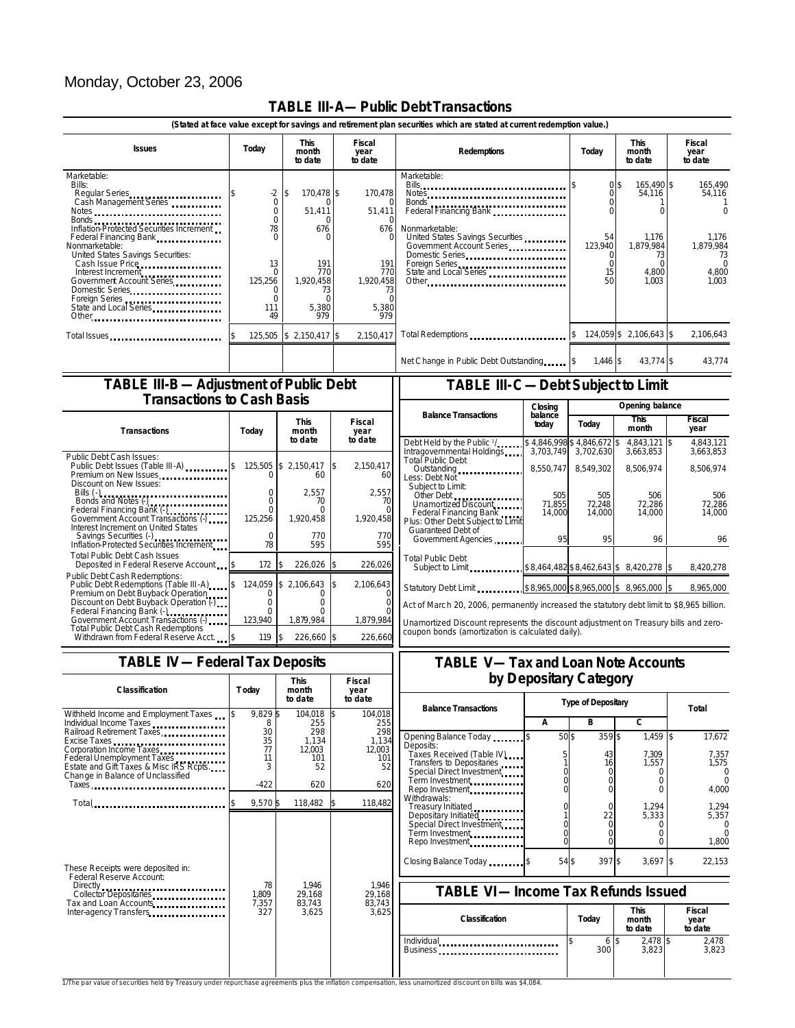Monday, October 23, 2006

## TABLE III-A — Public Debt Transactions

(Stated at face value except for savings and retirement plan securities which are stated at current redemption value.)

| Issues | Today | This month to date | Fiscal year to date | Redemptions | Today | This month to date | Fiscal year to date |
|---|---|---|---|---|---|---|---|
| Marketable: | | | | Marketable: | | | |
| Bills: | | | | Bills | $ 0 | $ 165,490 | $ 165,490 |
| Regular Series | $ -2 | $ 170,478 | $ 170,478 | Notes | 0 | 54,116 | 54,116 |
| Cash Management Series | 0 | 0 | 0 | Bonds | 0 | 1 | 1 |
| Notes | 0 | 51,411 | 51,411 | Federal Financing Bank | 0 | 0 | 0 |
| Bonds | 0 | 0 | 0 | | | | |
| Inflation-Protected Securities Increment | 78 | 676 | 676 | Nonmarketable: | | | |
| Federal Financing Bank | 0 | 0 | 0 | United States Savings Securities | 54 | 1,176 | 1,176 |
| Nonmarketable: | | | | Government Account Series | 123,940 | 1,879,984 | 1,879,984 |
| United States Savings Securities: | | | | Domestic Series | 0 | 73 | 73 |
| Cash Issue Price | 13 | 191 | 191 | Foreign Series | 0 | 0 | 0 |
| Interest Increment | 0 | 770 | 770 | State and Local Series | 15 | 4,800 | 4,800 |
| Government Account Series | 125,256 | 1,920,458 | 1,920,458 | Other | 50 | 1,003 | 1,003 |
| Domestic Series | 0 | 73 | 73 | | | | |
| Foreign Series | 0 | 0 | 0 | | | | |
| State and Local Series | 111 | 5,380 | 5,380 | | | | |
| Other | 49 | 979 | 979 | | | | |
| Total Issues | $ 125,505 | $ 2,150,417 | $ 2,150,417 | Total Redemptions | $ 124,059 | $ 2,106,643 | $ 2,106,643 |
| | | | | Net Change in Public Debt Outstanding | $ 1,446 | $ 43,774 | $ 43,774 |

## TABLE III-B — Adjustment of Public Debt Transactions to Cash Basis

| Transactions | Today | This month to date | Fiscal year to date |
|---|---|---|---|
| Public Debt Cash Issues: | | | |
| Public Debt Issues (Table III-A) | $ 125,505 | $ 2,150,417 | $ 2,150,417 |
| Premium on New Issues | 0 | 60 | 60 |
| Discount on New Issues: | | | |
| Bills (-) | 0 | 2,557 | 2,557 |
| Bonds and Notes (-) | 0 | 70 | 70 |
| Federal Financing Bank (-) | 0 | 0 | 0 |
| Government Account Transactions (-) | 125,256 | 1,920,458 | 1,920,458 |
| Interest Increment on United States Savings Securities (-) | 0 | 770 | 770 |
| Inflation-Protected Securities Increment | 78 | 595 | 595 |
| Total Public Debt Cash Issues Deposited in Federal Reserve Account | $ 172 | $ 226,026 | $ 226,026 |
| Public Debt Cash Redemptions: | | | |
| Public Debt Redemptions (Table III-A) | $ 124,059 | $ 2,106,643 | $ 2,106,643 |
| Premium on Debt Buyback Operation | 0 | 0 | 0 |
| Discount on Debt Buyback Operation (-) | 0 | 0 | 0 |
| Federal Financing Bank (-) | 0 | 0 | 0 |
| Government Account Transactions (-) | 123,940 | 1,879,984 | 1,879,984 |
| Total Public Debt Cash Redemptions Withdrawn from Federal Reserve Acct. | $ 119 | $ 226,660 | $ 226,660 |

## TABLE III-C — Debt Subject to Limit

| Balance Transactions | Closing balance today | Opening balance Today | Opening balance This month | Opening balance Fiscal year |
|---|---|---|---|---|
| Debt Held by the Public [1] | $ 4,846,998 | $ 4,846,672 | $ 4,843,121 | $ 4,843,121 |
| Intragovernmental Holdings | 3,703,749 | 3,702,630 | 3,663,853 | 3,663,853 |
| Total Public Debt Outstanding | 8,550,747 | 8,549,302 | 8,506,974 | 8,506,974 |
| Less: Debt Not Subject to Limit: | | | | |
| Other Debt | 505 | 505 | 506 | 506 |
| Unamortized Discount | 71,855 | 72,248 | 72,286 | 72,286 |
| Federal Financing Bank | 14,000 | 14,000 | 14,000 | 14,000 |
| Plus: Other Debt Subject to Limit Guaranteed Debt of Government Agencies | 95 | 95 | 96 | 96 |
| Total Public Debt Subject to Limit | $ 8,464,482 | $ 8,462,643 | $ 8,420,278 | $ 8,420,278 |
| Statutory Debt Limit | $ 8,965,000 | $ 8,965,000 | $ 8,965,000 | $ 8,965,000 |

Act of March 20, 2006, permanently increased the statutory debt limit to $8,965 billion.

Unamortized Discount represents the discount adjustment on Treasury bills and zero-coupon bonds (amortization is calculated daily).

## TABLE IV — Federal Tax Deposits

| Classification | Today | This month to date | Fiscal year to date |
|---|---|---|---|
| Withheld Income and Employment Taxes | $ 9,829 | $ 104,018 | $ 104,018 |
| Individual Income Taxes | 8 | 255 | 255 |
| Railroad Retirement Taxes | 30 | 298 | 298 |
| Excise Taxes | 35 | 1,134 | 1,134 |
| Corporation Income Taxes | 77 | 12,003 | 12,003 |
| Federal Unemployment Taxes | 11 | 101 | 101 |
| Estate and Gift Taxes & Misc IRS Rcpts. | 3 | 52 | 52 |
| Change in Balance of Unclassified Taxes | -422 | 620 | 620 |
| Total | $ 9,570 | $ 118,482 | $ 118,482 |
| These Receipts were deposited in: | | | |
| Federal Reserve Account: | | | |
| Directly | 78 | 1,946 | 1,946 |
| Collector Depositaries | 1,809 | 29,168 | 29,168 |
| Tax and Loan Accounts | 7,357 | 83,743 | 83,743 |
| Inter-agency Transfers | 327 | 3,625 | 3,625 |

## TABLE V — Tax and Loan Note Accounts by Depositary Category

| Balance Transactions | Type of Depositary A | B | C | Total |
|---|---|---|---|---|
| Opening Balance Today | $ 50 | $ 359 | $ 1,459 | $ 17,672 |
| Deposits: | | | | |
| Taxes Received (Table IV) | 5 | 43 | 7,309 | 7,357 |
| Transfers to Depositaries | 1 | 16 | 1,557 | 1,575 |
| Special Direct Investment | 0 | 0 | 0 | 0 |
| Term Investment | 0 | 0 | 0 | 0 |
| Repo Investment | 0 | 0 | 0 | 4,000 |
| Withdrawals: | | | | |
| Treasury Initiated | 0 | 0 | 1,294 | 1,294 |
| Depositary Initiated | 1 | 22 | 5,333 | 5,357 |
| Special Direct Investment | 0 | 0 | 0 | 0 |
| Term Investment | 0 | 0 | 0 | 0 |
| Repo Investment | 0 | 0 | 0 | 1,800 |
| Closing Balance Today | $ 54 | $ 397 | $ 3,697 | $ 22,153 |

## TABLE VI — Income Tax Refunds Issued

| Classification | Today | This month to date | Fiscal year to date |
|---|---|---|---|
| Individual | $ 6 | $ 2,478 | $ 2,478 |
| Business | 300 | 3,823 | 3,823 |

1/The par value of securities held by Treasury under repurchase agreements plus the inflation compensation, less unamortized discount on bills was $4,084.